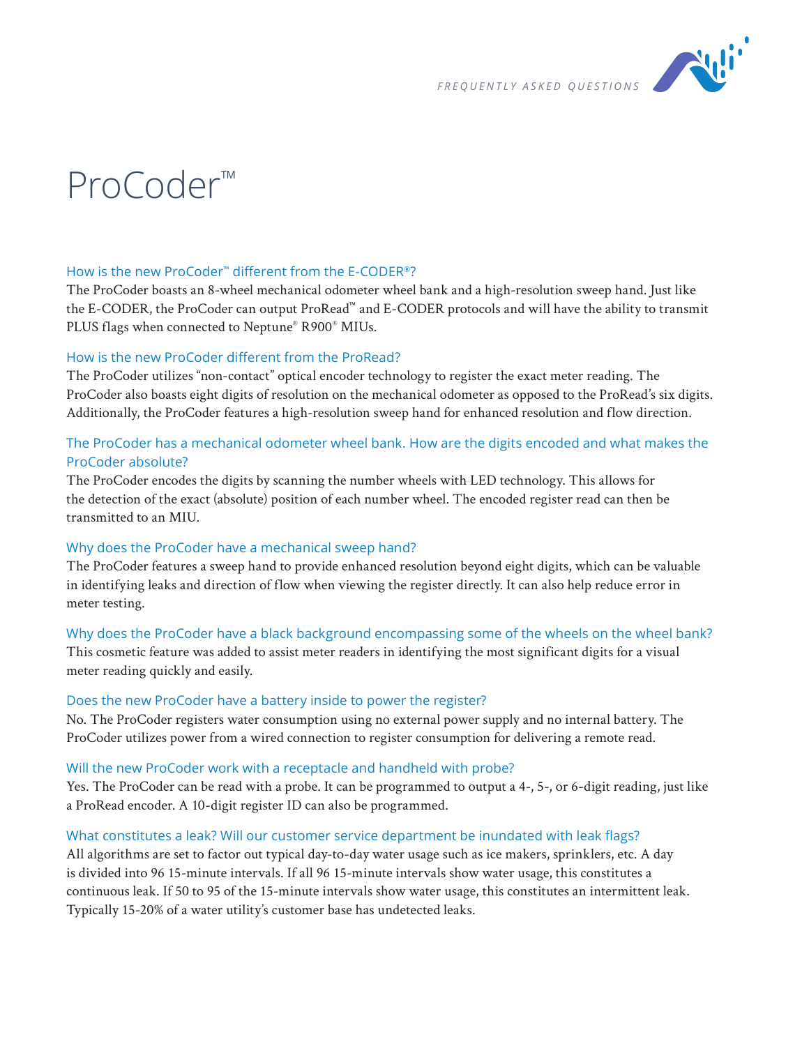# ProCoder™

### How is the new ProCoder™ different from the E-CODER®?

The ProCoder boasts an 8-wheel mechanical odometer wheel bank and a high-resolution sweep hand. Just like the E-CODER, the ProCoder can output ProRead™ and E-CODER protocols and will have the ability to transmit PLUS flags when connected to Neptune® R900® MIUs.

### How is the new ProCoder different from the ProRead?

The ProCoder utilizes "non-contact" optical encoder technology to register the exact meter reading. The ProCoder also boasts eight digits of resolution on the mechanical odometer as opposed to the ProRead's six digits. Additionally, the ProCoder features a high-resolution sweep hand for enhanced resolution and flow direction.

### The ProCoder has a mechanical odometer wheel bank. How are the digits encoded and what makes the ProCoder absolute?

The ProCoder encodes the digits by scanning the number wheels with LED technology. This allows for the detection of the exact (absolute) position of each number wheel. The encoded register read can then be transmitted to an MIU.

### Why does the ProCoder have a mechanical sweep hand?

The ProCoder features a sweep hand to provide enhanced resolution beyond eight digits, which can be valuable in identifying leaks and direction of flow when viewing the register directly. It can also help reduce error in meter testing.

### Why does the ProCoder have a black background encompassing some of the wheels on the wheel bank?

This cosmetic feature was added to assist meter readers in identifying the most significant digits for a visual meter reading quickly and easily.

### Does the new ProCoder have a battery inside to power the register?

No. The ProCoder registers water consumption using no external power supply and no internal battery. The ProCoder utilizes power from a wired connection to register consumption for delivering a remote read.

### Will the new ProCoder work with a receptacle and handheld with probe?

Yes. The ProCoder can be read with a probe. It can be programmed to output a 4-, 5-, or 6-digit reading, just like a ProRead encoder. A 10-digit register ID can also be programmed.

### What constitutes a leak? Will our customer service department be inundated with leak flags?

All algorithms are set to factor out typical day-to-day water usage such as ice makers, sprinklers, etc. A day is divided into 96 15-minute intervals. If all 96 15-minute intervals show water usage, this constitutes a continuous leak. If 50 to 95 of the 15-minute intervals show water usage, this constitutes an intermittent leak. Typically 15-20% of a water utility's customer base has undetected leaks.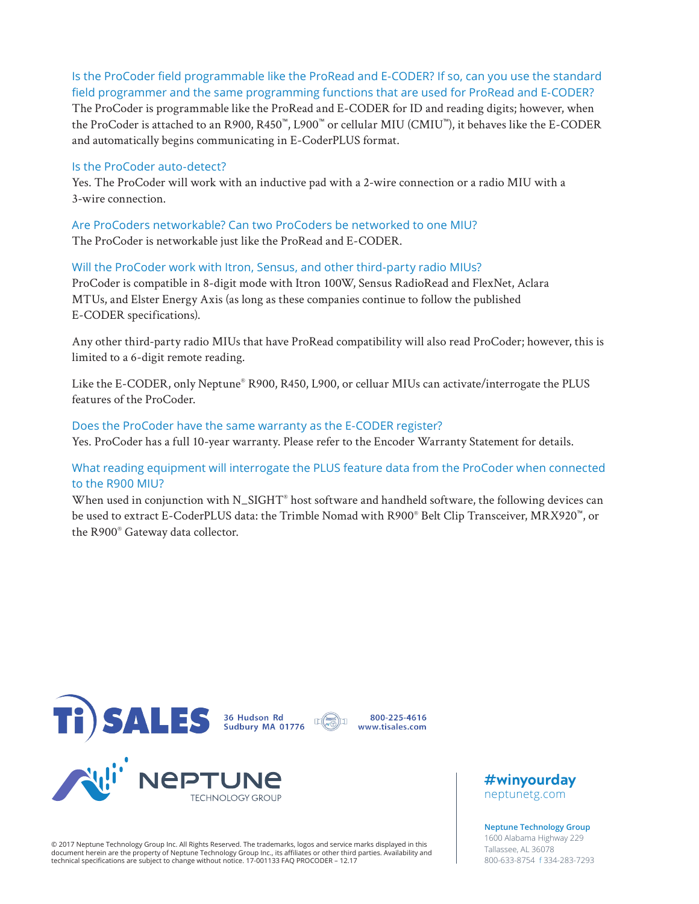### Is the ProCoder field programmable like the ProRead and E-CODER? If so, can you use the standard field programmer and the same programming functions that are used for ProRead and E-CODER?

The ProCoder is programmable like the ProRead and E-CODER for ID and reading digits; however, when the ProCoder is attached to an R900, R450™, L900™ or cellular MIU (CMIU™), it behaves like the E-CODER and automatically begins communicating in E-CoderPLUS format.

### Is the ProCoder auto-detect?

Yes. The ProCoder will work with an inductive pad with a 2-wire connection or a radio MIU with a 3-wire connection.

### Are ProCoders networkable? Can two ProCoders be networked to one MIU?

The ProCoder is networkable just like the ProRead and E-CODER.

### Will the ProCoder work with Itron, Sensus, and other third-party radio MIUs?

ProCoder is compatible in 8-digit mode with Itron 100W, Sensus RadioRead and FlexNet, Aclara MTUs, and Elster Energy Axis (as long as these companies continue to follow the published E-CODER specifications).

Any other third-party radio MIUs that have ProRead compatibility will also read ProCoder; however, this is limited to a 6-digit remote reading.

Like the E-CODER, only Neptune® R900, R450, L900, or celluar MIUs can activate/interrogate the PLUS features of the ProCoder.

### Does the ProCoder have the same warranty as the E-CODER register?

Yes. ProCoder has a full 10-year warranty. Please refer to the Encoder Warranty Statement for details.

### What reading equipment will interrogate the PLUS feature data from the ProCoder when connected to the R900 MIU?

When used in conjunction with N_SIGHT® host software and handheld software, the following devices can be used to extract E-CoderPLUS data: the Trimble Nomad with R900® Belt Clip Transceiver, MRX920™, or the R900® Gateway data collector.

Ti SALES
36 Hudson Rd
Sudbury MA 01776
800-225-4616
www.tisales.com

NEPTUNE TECHNOLOGY GROUP

#winyourday
neptunetg.com

Neptune Technology Group
1600 Alabama Highway 229
Tallassee, AL 36078
800-633-8754 f 334-283-7293

© 2017 Neptune Technology Group Inc. All Rights Reserved. The trademarks, logos and service marks displayed in this document herein are the property of Neptune Technology Group Inc., its affiliates or other third parties. Availability and technical specifications are subject to change without notice. 17-001133 FAQ PROCODER – 12.17